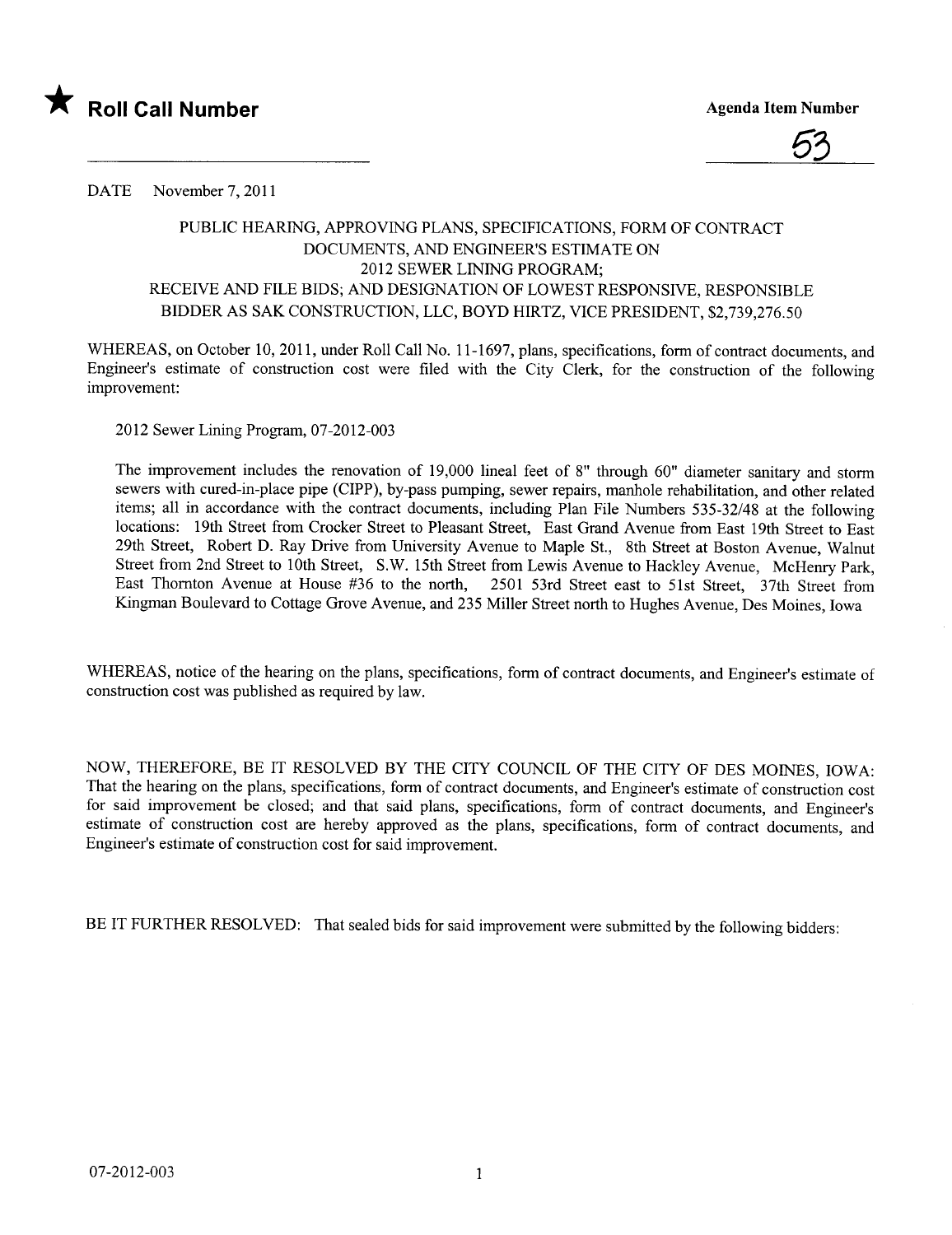★ **Roll Call Number**

**Agenda Item Number**

53

DATE November 7, 2011

PUBLIC HEARING, APPROVING PLANS, SPECIFICATIONS, FORM OF CONTRACT DOCUMENTS, AND ENGINEER'S ESTIMATE ON 2012 SEWER LINING PROGRAM; RECEIVE AND FILE BIDS; AND DESIGNATION OF LOWEST RESPONSIVE, RESPONSIBLE BIDDER AS SAK CONSTRUCTION, LLC, BOYD HIRTZ, VICE PRESIDENT, $2,739,276.50

WHEREAS, on October 10, 2011, under Roll Call No. 11-1697, plans, specifications, form of contract documents, and Engineer's estimate of construction cost were filed with the City Clerk, for the construction of the following improvement:

2012 Sewer Lining Program, 07-2012-003

The improvement includes the renovation of 19,000 lineal feet of 8" through 60" diameter sanitary and storm sewers with cured-in-place pipe (CIPP), by-pass pumping, sewer repairs, manhole rehabilitation, and other related items; all in accordance with the contract documents, including Plan File Numbers 535-32/48 at the following locations: 19th Street from Crocker Street to Pleasant Street, East Grand Avenue from East 19th Street to East 29th Street, Robert D. Ray Drive from University Avenue to Maple St., 8th Street at Boston Avenue, Walnut Street from 2nd Street to 10th Street, S.W. 15th Street from Lewis Avenue to Hackley Avenue, McHenry Park, East Thornton Avenue at House #36 to the north, 2501 53rd Street east to 51st Street, 37th Street from Kingman Boulevard to Cottage Grove Avenue, and 235 Miller Street north to Hughes Avenue, Des Moines, Iowa

WHEREAS, notice of the hearing on the plans, specifications, form of contract documents, and Engineer's estimate of construction cost was published as required by law.

NOW, THEREFORE, BE IT RESOLVED BY THE CITY COUNCIL OF THE CITY OF DES MOINES, IOWA: That the hearing on the plans, specifications, form of contract documents, and Engineer's estimate of construction cost for said improvement be closed; and that said plans, specifications, form of contract documents, and Engineer's estimate of construction cost are hereby approved as the plans, specifications, form of contract documents, and Engineer's estimate of construction cost for said improvement.

BE IT FURTHER RESOLVED: That sealed bids for said improvement were submitted by the following bidders:

07-2012-003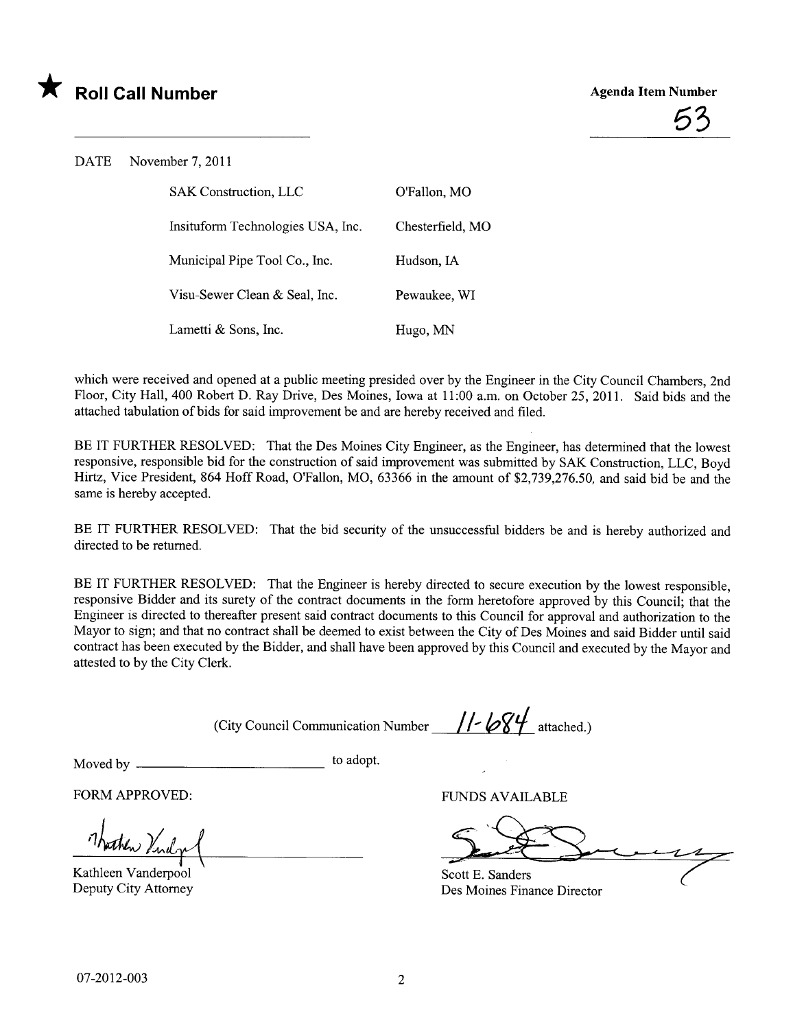★ **Roll Call Number**

**Agenda Item Number**

53

DATE November 7, 2011

| | |
|---|---|
| SAK Construction, LLC | O'Fallon, MO |
| Insituform Technologies USA, Inc. | Chesterfield, MO |
| Municipal Pipe Tool Co., Inc. | Hudson, IA |
| Visu-Sewer Clean & Seal, Inc. | Pewaukee, WI |
| Lametti & Sons, Inc. | Hugo, MN |

which were received and opened at a public meeting presided over by the Engineer in the City Council Chambers, 2nd Floor, City Hall, 400 Robert D. Ray Drive, Des Moines, Iowa at 11:00 a.m. on October 25, 2011. Said bids and the attached tabulation of bids for said improvement be and are hereby received and filed.

BE IT FURTHER RESOLVED: That the Des Moines City Engineer, as the Engineer, has determined that the lowest responsive, responsible bid for the construction of said improvement was submitted by SAK Construction, LLC, Boyd Hirtz, Vice President, 864 Hoff Road, O'Fallon, MO, 63366 in the amount of $2,739,276.50, and said bid be and the same is hereby accepted.

BE IT FURTHER RESOLVED: That the bid security of the unsuccessful bidders be and is hereby authorized and directed to be returned.

BE IT FURTHER RESOLVED: That the Engineer is hereby directed to secure execution by the lowest responsible, responsive Bidder and its surety of the contract documents in the form heretofore approved by this Council; that the Engineer is directed to thereafter present said contract documents to this Council for approval and authorization to the Mayor to sign; and that no contract shall be deemed to exist between the City of Des Moines and said Bidder until said contract has been executed by the Bidder, and shall have been approved by this Council and executed by the Mayor and attested to by the City Clerk.

(City Council Communication Number 11-684 attached.)

Moved by ______________________ to adopt.

FORM APPROVED:

Kathleen Vanderpool
Deputy City Attorney

FUNDS AVAILABLE

Scott E. Sanders
Des Moines Finance Director

07-2012-003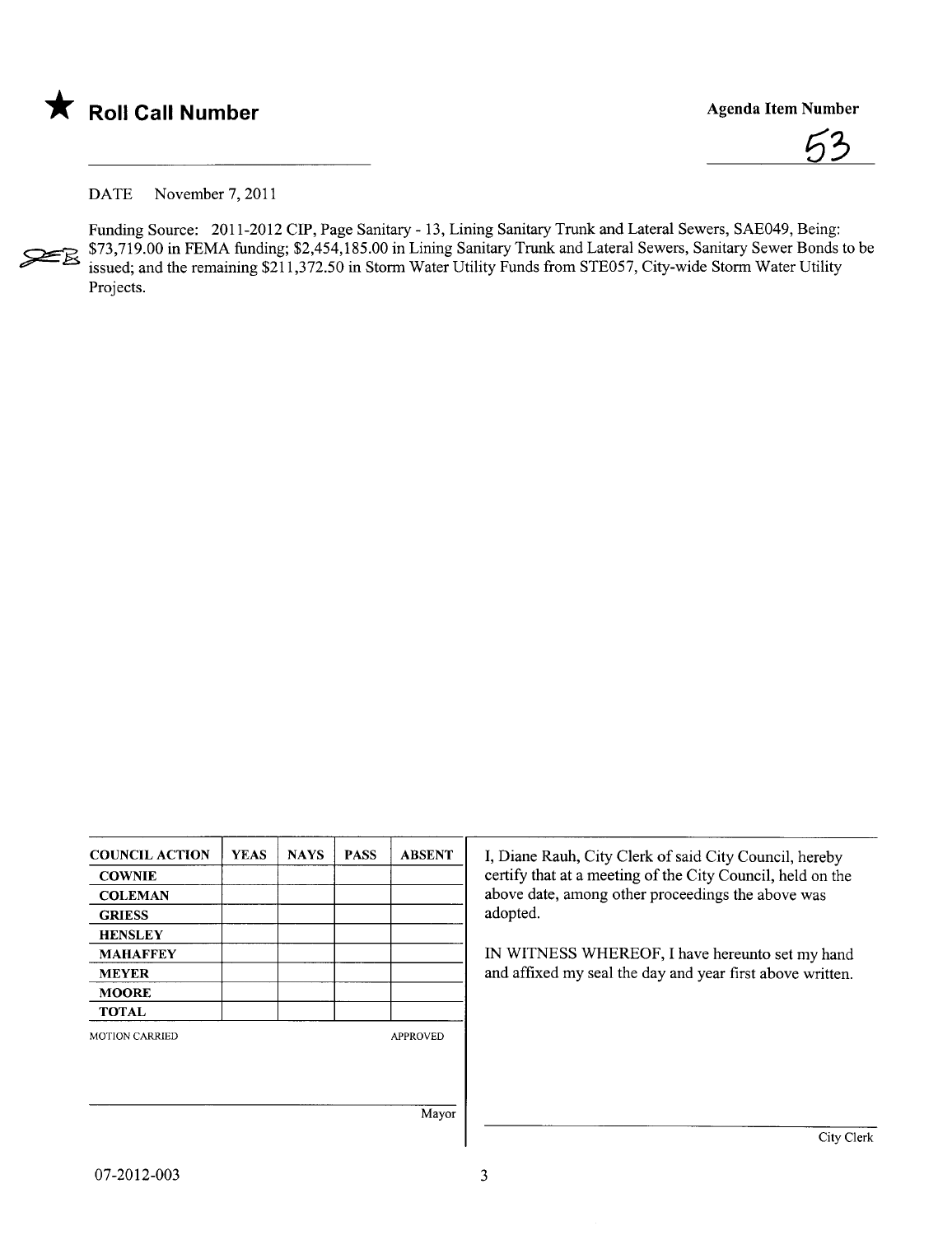★ **Roll Call Number**

**Agenda Item Number**

53

DATE November 7, 2011

Funding Source: 2011-2012 CIP, Page Sanitary - 13, Lining Sanitary Trunk and Lateral Sewers, SAE049, Being: $73,719.00 in FEMA funding; $2,454,185.00 in Lining Sanitary Trunk and Lateral Sewers, Sanitary Sewer Bonds to be issued; and the remaining $211,372.50 in Storm Water Utility Funds from STE057, City-wide Storm Water Utility Projects.

| COUNCIL ACTION | YEAS | NAYS | PASS | ABSENT |
|---|---|---|---|---|
| COWNIE | | | | |
| COLEMAN | | | | |
| GRIESS | | | | |
| HENSLEY | | | | |
| MAHAFFEY | | | | |
| MEYER | | | | |
| MOORE | | | | |
| TOTAL | | | | |

MOTION CARRIED APPROVED

Mayor

I, Diane Rauh, City Clerk of said City Council, hereby certify that at a meeting of the City Council, held on the above date, among other proceedings the above was adopted.

IN WITNESS WHEREOF, I have hereunto set my hand and affixed my seal the day and year first above written.

City Clerk

07-2012-003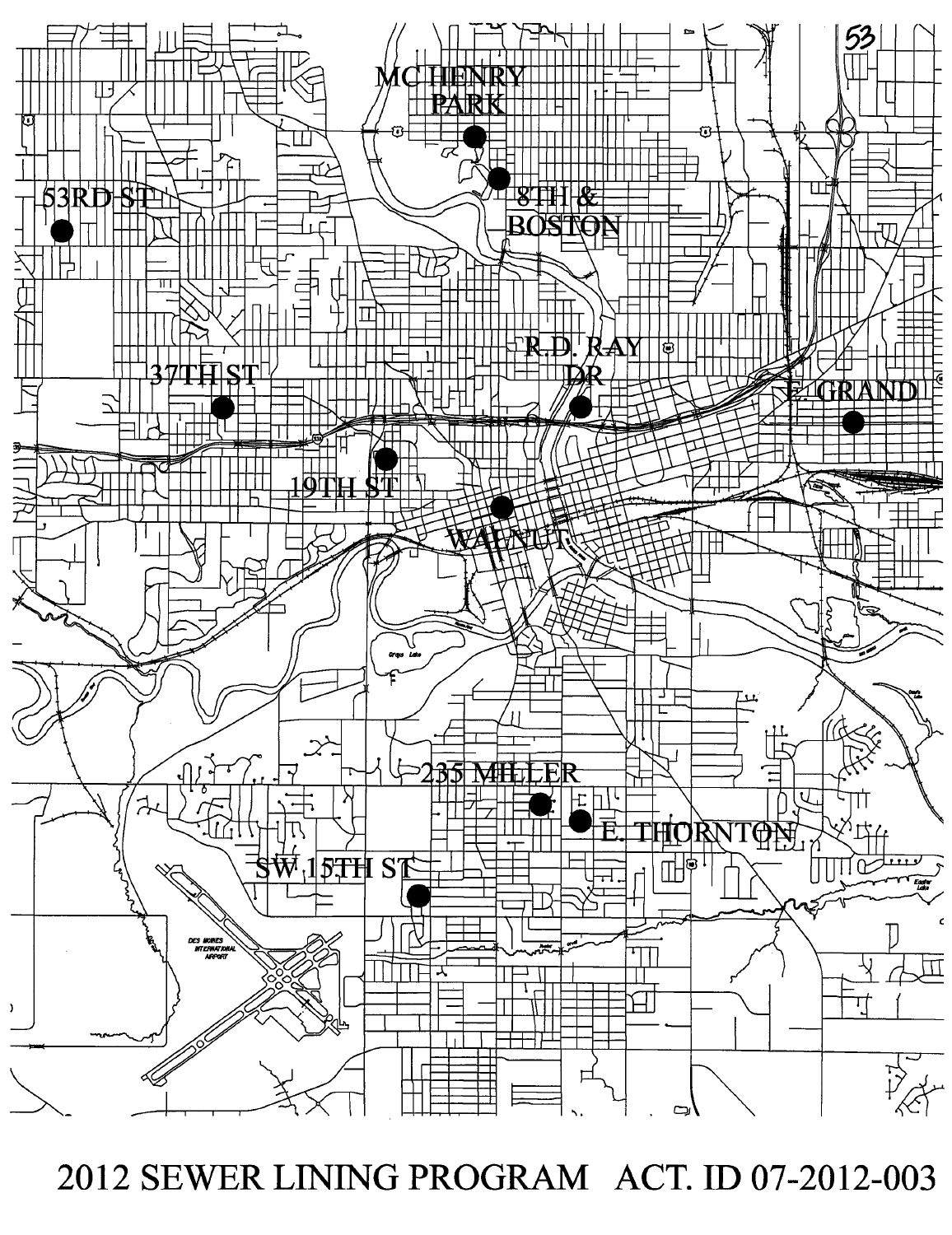MC HENRY PARK

8TH & BOSTON

53RD ST

R.D. RAY DR

37TH ST

E. GRAND

19TH ST

WALNUT

235 MILLER

E. THORNTON

SW 15TH ST

2012 SEWER LINING PROGRAM ACT. ID 07-2012-003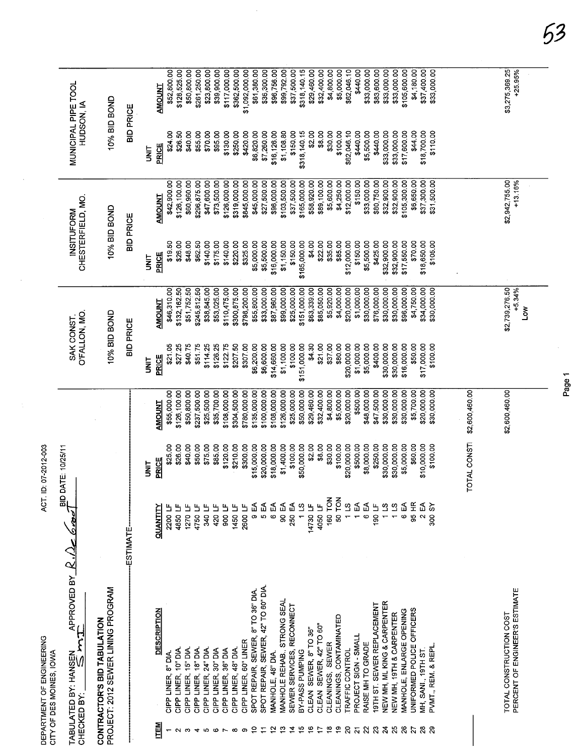DEPARTMENT OF ENGINEERING
CITY OF DES MOINES, IOWA

ACT. ID: 07-2012-003

TABULATED BY: HANSEN APPROVED BY R. DeGroot BID DATE: 10/25/11
CHECKED BY: SMT

**CONTRACTOR'S BID TABULATION**
**PROJECT: 2012 SEWER LINING PROGRAM**

| | | ESTIMATE | | | SAK CONST. O'FALLON, MO. 10% BID BOND BID PRICE | | INSITUFORM CHESTERFIELD, MO. 10% BID BOND BID PRICE | | MUNICIPAL PIPE TOOL HUDSON, IA 10% BID BOND BID PRICE | |
|---|---|---|---|---|---|---|---|---|---|---|
| ITEM | DESCRIPTION | QUANTITY | UNIT PRICE | AMOUNT | UNIT PRICE | AMOUNT | UNIT PRICE | AMOUNT | UNIT PRICE | AMOUNT |
| 1 | CIPP LINER, 8" DIA. | 2200 LF | $25.00 | $55,000.00 | $21.05 | $46,310.00 | $19.50 | $42,900.00 | $24.00 | $52,800.00 |
| 2 | CIPP LINER, 10" DIA. | 4850 LF | $26.00 | $126,100.00 | $27.25 | $132,162.50 | $26.00 | $126,100.00 | $26.50 | $128,525.00 |
| 3 | CIPP LINER, 15" DIA. | 1270 LF | $40.00 | $50,800.00 | $40.75 | $51,752.50 | $48.00 | $60,960.00 | $40.00 | $50,800.00 |
| 4 | CIPP LINER, 18" DIA. | 4750 LF | $50.00 | $237,500.00 | $51.75 | $245,812.50 | $62.50 | $296,875.00 | $55.00 | $261,250.00 |
| 5 | CIPP LINER, 24" DIA. | 340 LF | $75.00 | $25,500.00 | $114.25 | $38,845.00 | $140.00 | $47,600.00 | $70.00 | $23,800.00 |
| 6 | CIPP LINER, 30" DIA | 420 LF | $85.00 | $35,700.00 | $126.25 | $53,025.00 | $175.00 | $73,500.00 | $95.00 | $39,900.00 |
| 7 | CIPP LINER, 36" DIA | 900 LF | $120.00 | $108,000.00 | $122.75 | $110,475.00 | $140.00 | $126,000.00 | $130.00 | $117,000.00 |
| 8 | CIPP LINER, 48" DIA. | 1450 LF | $210.00 | $304,500.00 | $207.50 | $300,875.00 | $220.00 | $319,000.00 | $250.00 | $362,500.00 |
| 9 | CIPP LINER, 60" LINER | 2600 LF | $300.00 | $780,000.00 | $307.00 | $798,200.00 | $325.00 | $845,000.00 | $420.00 | $1,092,000.00 |
| 10 | SPOT REPAIR, SEWER, 8" TO 36" DIA. | 9 EA | $15,000.00 | $135,000.00 | $6,200.00 | $55,800.00 | $5,000.00 | $45,000.00 | $6,820.00 | $61,380.00 |
| 11 | SPOT REPAIR, SEWER, 42" TO 60" DIA. | 5 EA | $20,000.00 | $100,000.00 | $6,600.00 | $33,000.00 | $5,500.00 | $27,500.00 | $7,260.00 | $36,300.00 |
| 12 | MANHOLE, 48" DIA. | 6 EA | $18,000.00 | $108,000.00 | $14,660.00 | $87,960.00 | $16,000.00 | $96,000.00 | $16,126.00 | $96,756.00 |
| 13 | MANHOLE REHAB, STRONG SEAL | 90 EA | $1,400.00 | $126,000.00 | $1,100.00 | $99,000.00 | $1,150.00 | $103,500.00 | $1,108.80 | $99,792.00 |
| 14 | SEWER SERVICES, RECONNECT | 250 EA | $100.00 | $25,000.00 | $100.00 | $25,000.00 | $150.00 | $37,500.00 | $150.00 | $37,500.00 |
| 15 | BY-PASS PUMPING | 1 LS | $50,000.00 | $50,000.00 | $151,000.00 | $151,000.00 | $165,000.00 | $165,000.00 | $318,140.15 | $318,140.15 |
| 16 | CLEAN SEWER, 8" TO 36" | 14730 LF | $2.00 | $29,460.00 | $4.30 | $63,339.00 | $4.00 | $58,920.00 | $2.00 | $29,460.00 |
| 17 | CLEAN SEWER, 42" TO 60" | 4050 LF | $8.00 | $32,400.00 | $21.00 | $85,050.00 | $22.00 | $89,100.00 | $8.00 | $32,400.00 |
| 18 | CLEANINGS, SEWER | 160 TON | $30.00 | $4,800.00 | $37.00 | $5,920.00 | $35.00 | $5,600.00 | $30.00 | $4,800.00 |
| 19 | CLEANINGS, CONTAMINATED | 50 TON | $100.00 | $5,000.00 | $80.00 | $4,000.00 | $85.00 | $4,250.00 | $100.00 | $5,000.00 |
| 20 | TRAFFIC CONTROL | 1 LS | $20,000.00 | $20,000.00 | $20,000.00 | $20,000.00 | $12,000.00 | $12,000.00 | $62,046.10 | $62,046.10 |
| 21 | PROJECT SIGN - SMALL | 1 EA | $500.00 | $500.00 | $1,000.00 | $1,000.00 | $150.00 | $150.00 | $440.00 | $440.00 |
| 22 | RAISE MH TO GRADE | 6 EA | $8,000.00 | $48,000.00 | $5,000.00 | $30,000.00 | $5,500.00 | $33,000.00 | $5,500.00 | $33,000.00 |
| 23 | 19TH ST. SEWER REPLACEMENT | 190 LF | $250.00 | $47,500.00 | $400.00 | $76,000.00 | $425.00 | $80,750.00 | $440.00 | $83,600.00 |
| 24 | NEW MH, ML KING & CARPENTER | 1 LS | $30,000.00 | $30,000.00 | $30,000.00 | $30,000.00 | $32,900.00 | $32,900.00 | $33,000.00 | $33,000.00 |
| 25 | NEW MH, 19TH & CARPENTER | 1 LS | $30,000.00 | $30,000.00 | $30,000.00 | $30,000.00 | $32,900.00 | $32,900.00 | $33,000.00 | $33,000.00 |
| 26 | MANHOLE, ENLARGE OPENING | 6 EA | $5,000.00 | $30,000.00 | $16,000.00 | $96,000.00 | $17,550.00 | $105,300.00 | $17,600.00 | $105,600.00 |
| 27 | UNIFORMED POLICE OFFICERS | 95 HR | $60.00 | $5,700.00 | $50.00 | $4,750.00 | $70.00 | $6,650.00 | $44.00 | $4,180.00 |
| 28 | MH, SANI., 19TH ST. | 2 EA | $10,000.00 | $20,000.00 | $17,000.00 | $34,000.00 | $18,650.00 | $37,300.00 | $18,700.00 | $37,400.00 |
| 29 | PVMT., REM. & REPL. | 300 SY | $100.00 | $30,000.00 | $100.00 | $30,000.00 | $105.00 | $31,500.00 | $110.00 | $33,000.00 |
| | | | TOTAL CONST | $2,600,460.00 | | | | | | |
| | TOTAL CONSTRUCTION COST | | | $2,600,460.00 | | $2,739,276.50 | | $2,942,755.00 | | $3,275,369.25 |
| | PERCENT OF ENGINEER'S ESTIMATE | | | | | +5.34% | | +13.16% | | +25.95% |
| | | | | | | Low | | | | |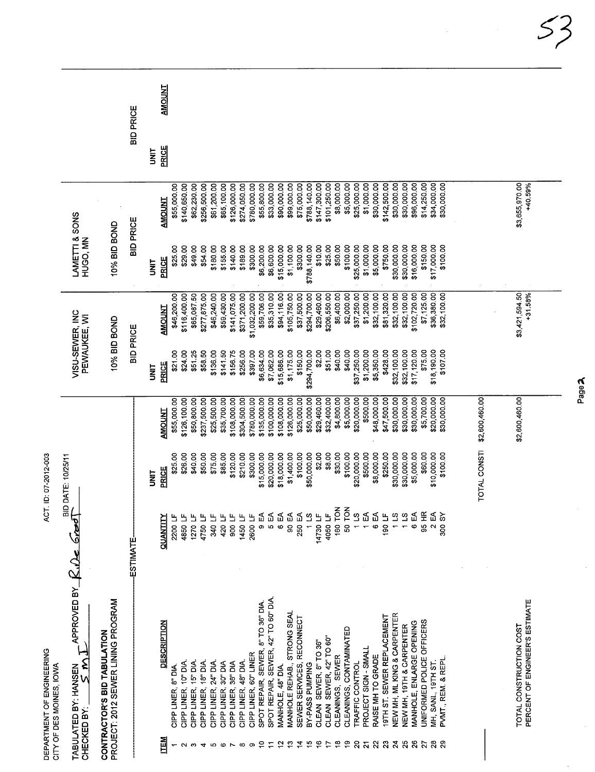DEPARTMENT OF ENGINEERING
CITY OF DES MOINES, IOWA

ACT. ID: 07-2012-003

TABULATED BY: HANSEN APPROVED BY: Rube Groot BID DATE: 10/25/11
CHECKED BY: SMI

**CONTRACTOR'S BID TABULATION**
**PROJECT: 2012 SEWER LINING PROGRAM**

| | | ESTIMATE | | | VISU-SEWER, INC PEWAUKEE, WI 10% BID BOND BID PRICE | | LAMETTI & SONS HUGO, MN 10% BID BOND BID PRICE | | BID PRICE | |
|---|---|---|---|---|---|---|---|---|---|---|
| ITEM | DESCRIPTION | QUANTITY | UNIT PRICE | AMOUNT | UNIT PRICE | AMOUNT | UNIT PRICE | AMOUNT | UNIT PRICE | AMOUNT |
| 1 | CIPP LINER, 8" DIA. | 2200 LF | $25.00 | $55,000.00 | $21.00 | $46,200.00 | $25.00 | $55,000.00 | | |
| 2 | CIPP LINER, 10" DIA. | 4850 LF | $26.00 | $126,100.00 | $24.00 | $116,400.00 | $29.00 | $140,650.00 | | |
| 3 | CIPP LINER, 15" DIA. | 1270 LF | $40.00 | $50,800.00 | $51.25 | $65,087.50 | $49.00 | $62,230.00 | | |
| 4 | CIPP LINER, 18" DIA. | 4750 LF | $50.00 | $237,500.00 | $58.50 | $277,875.00 | $54.00 | $256,500.00 | | |
| 5 | CIPP LINER, 24" DIA. | 340 LF | $75.00 | $25,500.00 | $136.00 | $46,240.00 | $180.00 | $61,200.00 | | |
| 6 | CIPP LINER, 30" DIA | 420 LF | $85.00 | $35,700.00 | $141.50 | $59,430.00 | $155.00 | $65,100.00 | | |
| 7 | CIPP LINER, 36" DIA | 900 LF | $120.00 | $108,000.00 | $156.75 | $141,075.00 | $140.00 | $126,000.00 | | |
| 8 | CIPP LINER, 48" DIA. | 1450 LF | $210.00 | $304,500.00 | $256.00 | $371,200.00 | $189.00 | $274,050.00 | | |
| 9 | CIPP LINER, 60" LINER | 2600 LF | $300.00 | $780,000.00 | $397.00 | $1,032,200.00 | $300.00 | $780,000.00 | | |
| 10 | SPOT REPAIR, SEWER, 8" TO 36" DIA. | 9 EA | $15,000.00 | $135,000.00 | $6,634.00 | $59,706.00 | $6,200.00 | $55,800.00 | | |
| 11 | SPOT REPAIR, SEWER, 42" TO 60" DIA. | 5 EA | $20,000.00 | $100,000.00 | $7,062.00 | $35,310.00 | $6,600.00 | $33,000.00 | | |
| 12 | MANHOLE, 48" DIA. | 6 EA | $18,000.00 | $108,000.00 | $15,686.00 | $94,116.00 | $15,000.00 | $90,000.00 | | |
| 13 | MANHOLE REHAB, STRONG SEAL | 90 EA | $1,400.00 | $126,000.00 | $1,175.00 | $105,750.00 | $1,100.00 | $99,000.00 | | |
| 14 | SEWER SERVICES, RECONNECT | 250 EA | $100.00 | $25,000.00 | $150.00 | $37,500.00 | $300.00 | $75,000.00 | | |
| 15 | BY-PASS PUMPING | 1 LS | $50,000.00 | $50,000.00 | $294,700.00 | $294,700.00 | $788,140.00 | $788,140.00 | | |
| 16 | CLEAN SEWER, 8" TO 36" | 14730 LF | $2.00 | $29,460.00 | $2.00 | $29,460.00 | $10.00 | $147,300.00 | | |
| 17 | CLEAN SEWER, 42" TO 60" | 4050 LF | $8.00 | $32,400.00 | $51.00 | $206,550.00 | $25.00 | $101,250.00 | | |
| 18 | CLEANINGS, SEWER | 160 TON | $30.00 | $4,800.00 | $40.00 | $6,400.00 | $50.00 | $8,000.00 | | |
| 19 | CLEANINGS, CONTAMINATED | 50 TON | $100.00 | $5,000.00 | $40.00 | $2,000.00 | $100.00 | $5,000.00 | | |
| 20 | TRAFFIC CONTROL | 1 LS | $20,000.00 | $20,000.00 | $37,250.00 | $37,250.00 | $25,000.00 | $25,000.00 | | |
| 21 | PROJECT SIGN - SMALL | 1 EA | $500.00 | $500.00 | $1,200.00 | $1,200.00 | $1,000.00 | $1,000.00 | | |
| 22 | RAISE MH TO GRADE | 6 EA | $8,000.00 | $48,000.00 | $5,350.00 | $32,100.00 | $5,000.00 | $30,000.00 | | |
| 23 | 19TH ST. SEWER REPLACEMENT | 190 LF | $250.00 | $47,500.00 | $428.00 | $81,320.00 | $750.00 | $142,500.00 | | |
| 24 | NEW MH, ML KING & CARPENTER | 1 LS | $30,000.00 | $30,000.00 | $32,100.00 | $32,100.00 | $30,000.00 | $30,000.00 | | |
| 25 | NEW MH, 19TH & CARPENTER | 1 LS | $30,000.00 | $30,000.00 | $32,100.00 | $32,100.00 | $30,000.00 | $30,000.00 | | |
| 26 | MANHOLE, ENLARGE OPENING | 6 EA | $5,000.00 | $30,000.00 | $17,120.00 | $102,720.00 | $16,000.00 | $96,000.00 | | |
| 27 | UNIFORMED POLICE OFFICERS | 95 HR | $60.00 | $5,700.00 | $75.00 | $7,125.00 | $150.00 | $14,250.00 | | |
| 28 | MH, SANI, 19TH ST. | 2 EA | $10,000.00 | $20,000.00 | $18,190.00 | $36,380.00 | $17,000.00 | $34,000.00 | | |
| 29 | PVMT., REM. & REPL. | 300 SY | $100.00 | $30,000.00 | $107.00 | $32,100.00 | $100.00 | $30,000.00 | | |
| | | | TOTAL CONSTI | $2,600,460.00 | | | | | | |
| | TOTAL CONSTRUCTION COST | | | $2,600,460.00 | | $3,421,594.50 | | $3,655,970.00 | | |
| | PERCENT OF ENGINEER'S ESTIMATE | | | | | +31.58% | | +40.59% | | |